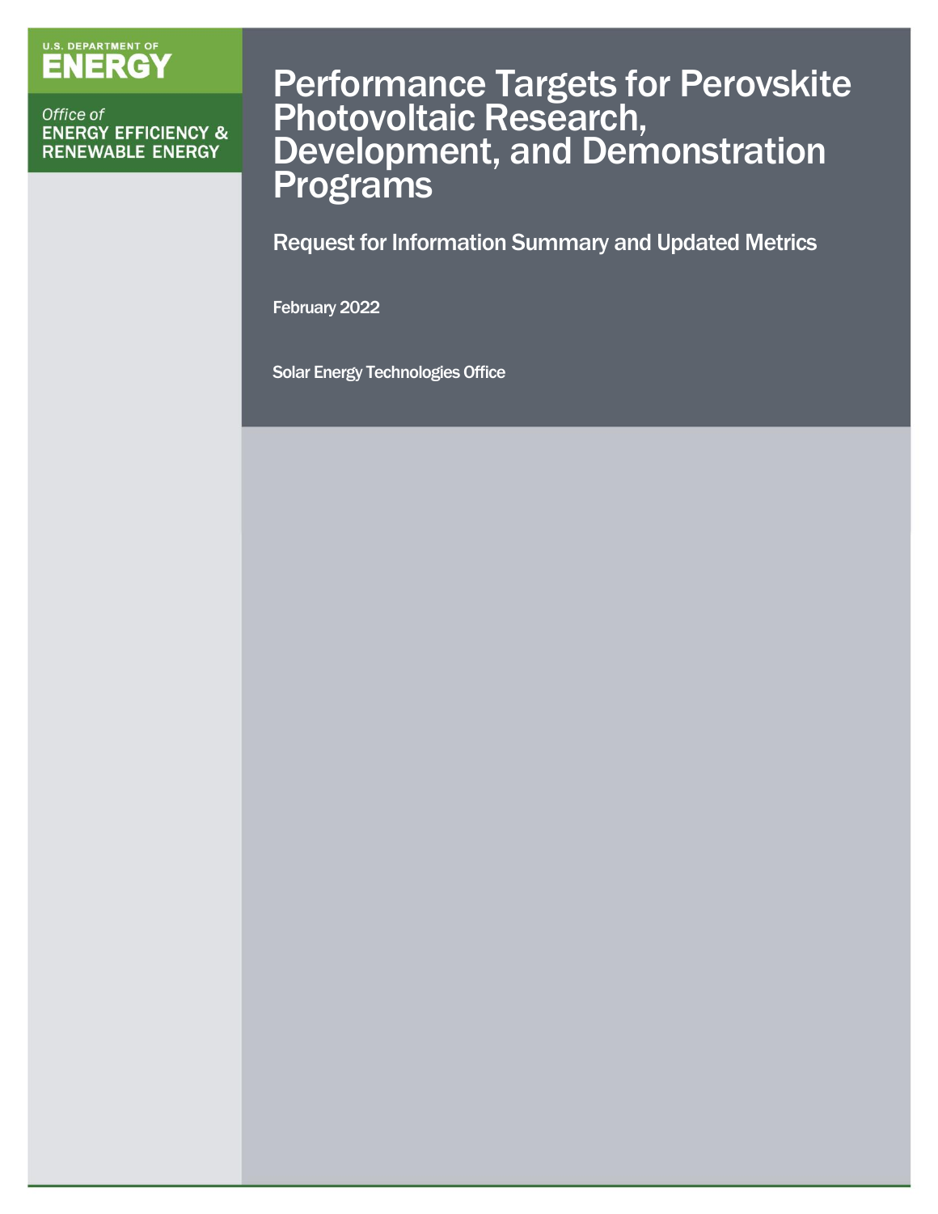U.S. DEPARTMENT OF ENERGY

Office of ENERGY EFFICIENCY & RENEWABLE ENERGY

# Performance Targets for Perovskite Photovoltaic Research, Development, and Demonstration Programs

## Request for Information Summary and Updated Metrics

February 2022

Solar Energy Technologies Office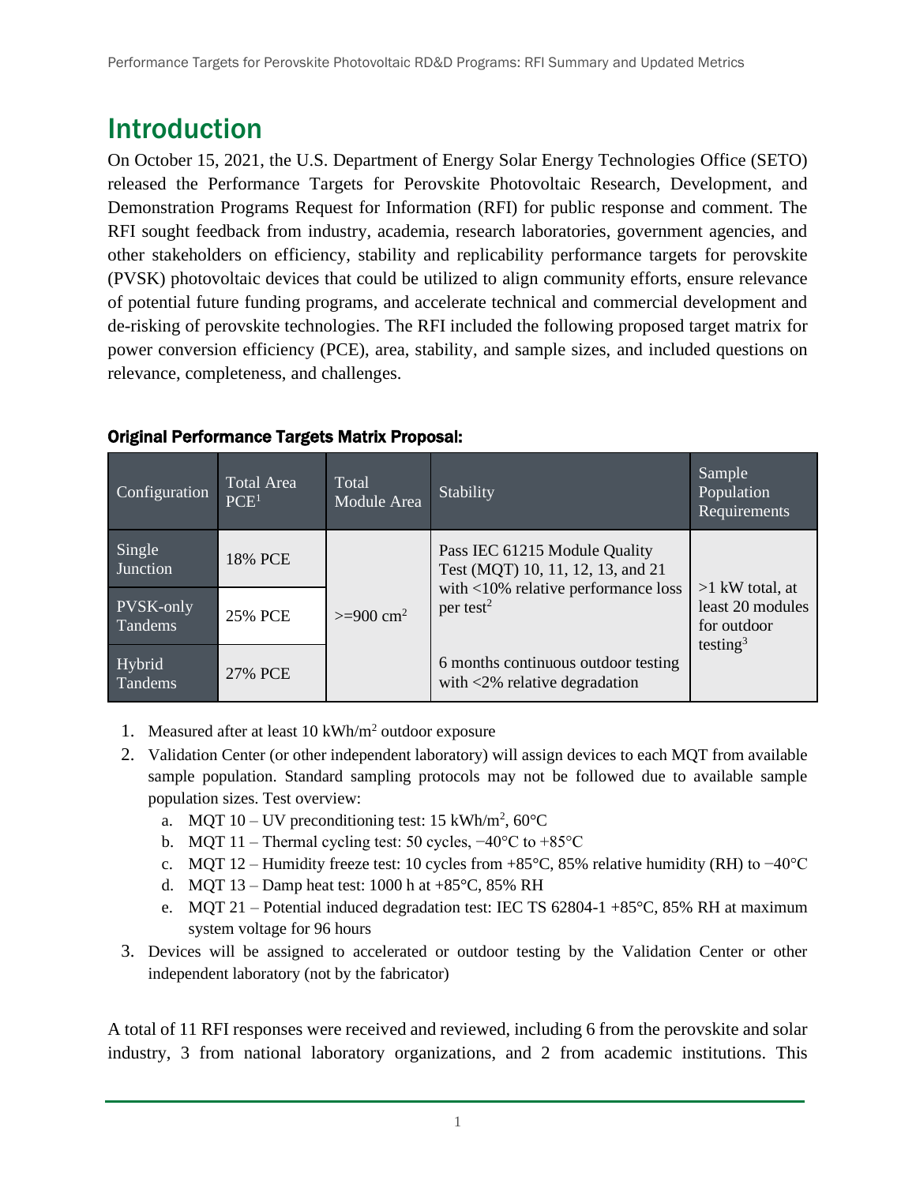# Introduction

On October 15, 2021, the U.S. Department of Energy Solar Energy Technologies Office (SETO) released the Performance Targets for Perovskite Photovoltaic Research, Development, and Demonstration Programs Request for Information (RFI) for public response and comment. The RFI sought feedback from industry, academia, research laboratories, government agencies, and other stakeholders on efficiency, stability and replicability performance targets for perovskite (PVSK) photovoltaic devices that could be utilized to align community efforts, ensure relevance of potential future funding programs, and accelerate technical and commercial development and de-risking of perovskite technologies. The RFI included the following proposed target matrix for power conversion efficiency (PCE), area, stability, and sample sizes, and included questions on relevance, completeness, and challenges.

### Original Performance Targets Matrix Proposal:

| Configuration | Total Area PCE[1] | Total Module Area | Stability | Sample Population Requirements |
|---|---|---|---|---|
| Single Junction | 18% PCE | >=900 cm$^2$ | Pass IEC 61215 Module Quality Test (MQT) 10, 11, 12, 13, and 21 with <10% relative performance loss per test[2] | >1 kW total, at least 20 modules for outdoor testing[3] |
| PVSK-only Tandems | 25% PCE | | | |
| Hybrid Tandems | 27% PCE | | 6 months continuous outdoor testing with <2% relative degradation | |

1. Measured after at least 10 kWh/m$^2$ outdoor exposure
2. Validation Center (or other independent laboratory) will assign devices to each MQT from available sample population. Standard sampling protocols may not be followed due to available sample population sizes. Test overview:
   a. MQT 10 – UV preconditioning test: 15 kWh/m$^2$, 60°C
   b. MQT 11 – Thermal cycling test: 50 cycles, −40°C to +85°C
   c. MQT 12 – Humidity freeze test: 10 cycles from +85°C, 85% relative humidity (RH) to −40°C
   d. MQT 13 – Damp heat test: 1000 h at +85°C, 85% RH
   e. MQT 21 – Potential induced degradation test: IEC TS 62804-1 +85°C, 85% RH at maximum system voltage for 96 hours
3. Devices will be assigned to accelerated or outdoor testing by the Validation Center or other independent laboratory (not by the fabricator)

A total of 11 RFI responses were received and reviewed, including 6 from the perovskite and solar industry, 3 from national laboratory organizations, and 2 from academic institutions. This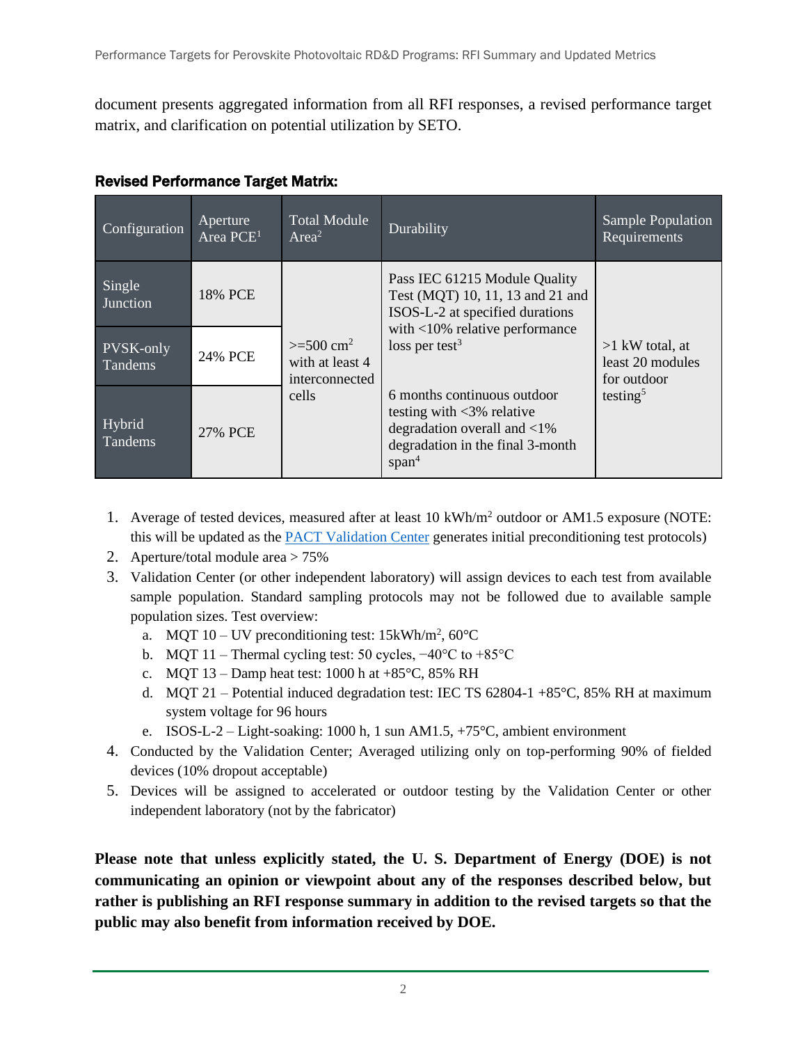document presents aggregated information from all RFI responses, a revised performance target matrix, and clarification on potential utilization by SETO.

### Revised Performance Target Matrix:

| Configuration | Aperture Area PCE[1] | Total Module Area[2] | Durability | Sample Population Requirements |
|---|---|---|---|---|
| Single Junction | 18% PCE | >=500 $cm^2$ with at least 4 interconnected cells | Pass IEC 61215 Module Quality Test (MQT) 10, 11, 13 and 21 and ISOS-L-2 at specified durations with <10% relative performance loss per test[3]<br><br>6 months continuous outdoor testing with <3% relative degradation overall and <1% degradation in the final 3-month span[4] | >1 kW total, at least 20 modules for outdoor testing[5] |
| PVSK-only Tandems | 24% PCE | | | |
| Hybrid Tandems | 27% PCE | | | |

1. Average of tested devices, measured after at least 10 $kWh/m^2$ outdoor or AM1.5 exposure (NOTE: this will be updated as the [PACT Validation Center]() generates initial preconditioning test protocols)
2. Aperture/total module area > 75%
3. Validation Center (or other independent laboratory) will assign devices to each test from available sample population. Standard sampling protocols may not be followed due to available sample population sizes. Test overview:
   a. MQT 10 – UV preconditioning test: 15$kWh/m^2$, 60°C
   b. MQT 11 – Thermal cycling test: 50 cycles, −40°C to +85°C
   c. MQT 13 – Damp heat test: 1000 h at +85°C, 85% RH
   d. MQT 21 – Potential induced degradation test: IEC TS 62804-1 +85°C, 85% RH at maximum system voltage for 96 hours
   e. ISOS-L-2 – Light-soaking: 1000 h, 1 sun AM1.5, +75°C, ambient environment
4. Conducted by the Validation Center; Averaged utilizing only on top-performing 90% of fielded devices (10% dropout acceptable)
5. Devices will be assigned to accelerated or outdoor testing by the Validation Center or other independent laboratory (not by the fabricator)

**Please note that unless explicitly stated, the U. S. Department of Energy (DOE) is not communicating an opinion or viewpoint about any of the responses described below, but rather is publishing an RFI response summary in addition to the revised targets so that the public may also benefit from information received by DOE.**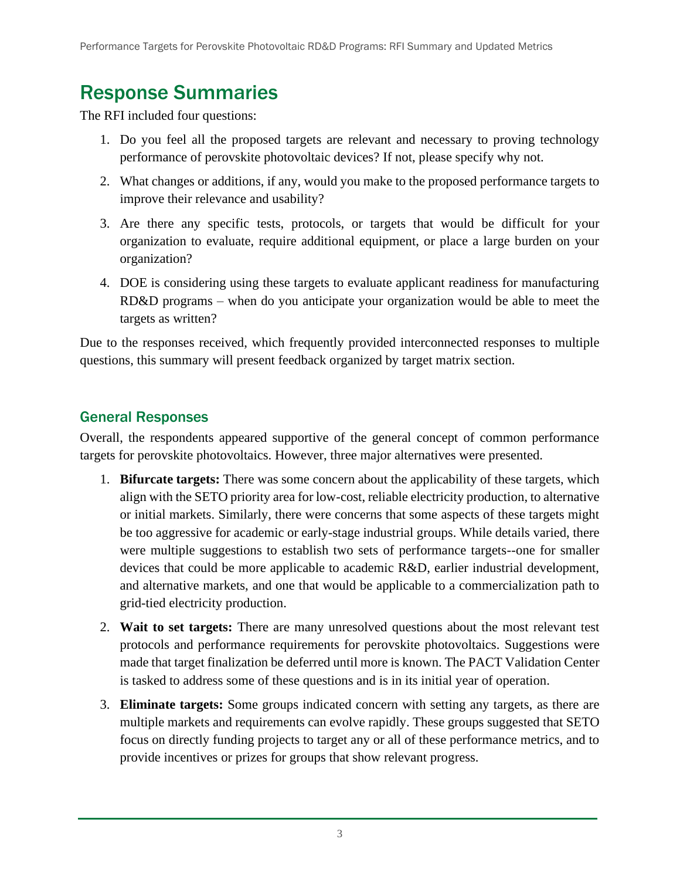# Response Summaries

The RFI included four questions:

1. Do you feel all the proposed targets are relevant and necessary to proving technology performance of perovskite photovoltaic devices? If not, please specify why not.
2. What changes or additions, if any, would you make to the proposed performance targets to improve their relevance and usability?
3. Are there any specific tests, protocols, or targets that would be difficult for your organization to evaluate, require additional equipment, or place a large burden on your organization?
4. DOE is considering using these targets to evaluate applicant readiness for manufacturing RD&D programs – when do you anticipate your organization would be able to meet the targets as written?

Due to the responses received, which frequently provided interconnected responses to multiple questions, this summary will present feedback organized by target matrix section.

## General Responses

Overall, the respondents appeared supportive of the general concept of common performance targets for perovskite photovoltaics. However, three major alternatives were presented.

1. **Bifurcate targets:** There was some concern about the applicability of these targets, which align with the SETO priority area for low-cost, reliable electricity production, to alternative or initial markets. Similarly, there were concerns that some aspects of these targets might be too aggressive for academic or early-stage industrial groups. While details varied, there were multiple suggestions to establish two sets of performance targets--one for smaller devices that could be more applicable to academic R&D, earlier industrial development, and alternative markets, and one that would be applicable to a commercialization path to grid-tied electricity production.
2. **Wait to set targets:** There are many unresolved questions about the most relevant test protocols and performance requirements for perovskite photovoltaics. Suggestions were made that target finalization be deferred until more is known. The PACT Validation Center is tasked to address some of these questions and is in its initial year of operation.
3. **Eliminate targets:** Some groups indicated concern with setting any targets, as there are multiple markets and requirements can evolve rapidly. These groups suggested that SETO focus on directly funding projects to target any or all of these performance metrics, and to provide incentives or prizes for groups that show relevant progress.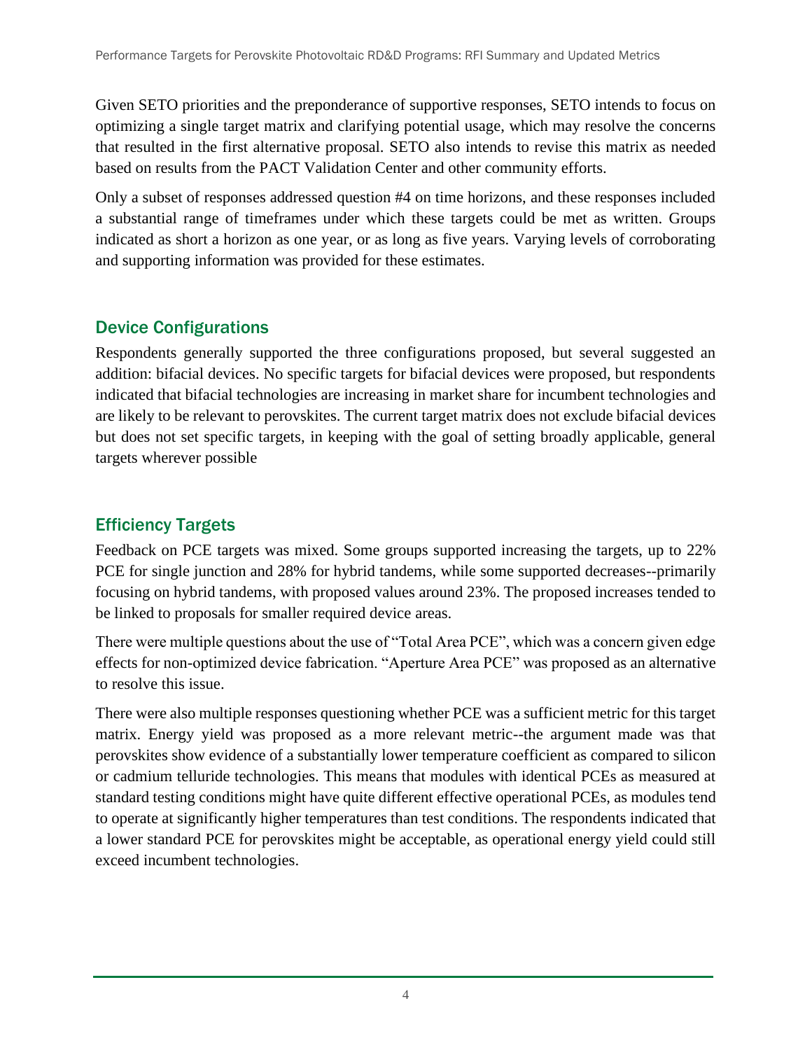Given SETO priorities and the preponderance of supportive responses, SETO intends to focus on optimizing a single target matrix and clarifying potential usage, which may resolve the concerns that resulted in the first alternative proposal. SETO also intends to revise this matrix as needed based on results from the PACT Validation Center and other community efforts.

Only a subset of responses addressed question #4 on time horizons, and these responses included a substantial range of timeframes under which these targets could be met as written. Groups indicated as short a horizon as one year, or as long as five years. Varying levels of corroborating and supporting information was provided for these estimates.

## Device Configurations

Respondents generally supported the three configurations proposed, but several suggested an addition: bifacial devices. No specific targets for bifacial devices were proposed, but respondents indicated that bifacial technologies are increasing in market share for incumbent technologies and are likely to be relevant to perovskites. The current target matrix does not exclude bifacial devices but does not set specific targets, in keeping with the goal of setting broadly applicable, general targets wherever possible

## Efficiency Targets

Feedback on PCE targets was mixed. Some groups supported increasing the targets, up to 22% PCE for single junction and 28% for hybrid tandems, while some supported decreases--primarily focusing on hybrid tandems, with proposed values around 23%. The proposed increases tended to be linked to proposals for smaller required device areas.

There were multiple questions about the use of "Total Area PCE", which was a concern given edge effects for non-optimized device fabrication. "Aperture Area PCE" was proposed as an alternative to resolve this issue.

There were also multiple responses questioning whether PCE was a sufficient metric for this target matrix. Energy yield was proposed as a more relevant metric--the argument made was that perovskites show evidence of a substantially lower temperature coefficient as compared to silicon or cadmium telluride technologies. This means that modules with identical PCEs as measured at standard testing conditions might have quite different effective operational PCEs, as modules tend to operate at significantly higher temperatures than test conditions. The respondents indicated that a lower standard PCE for perovskites might be acceptable, as operational energy yield could still exceed incumbent technologies.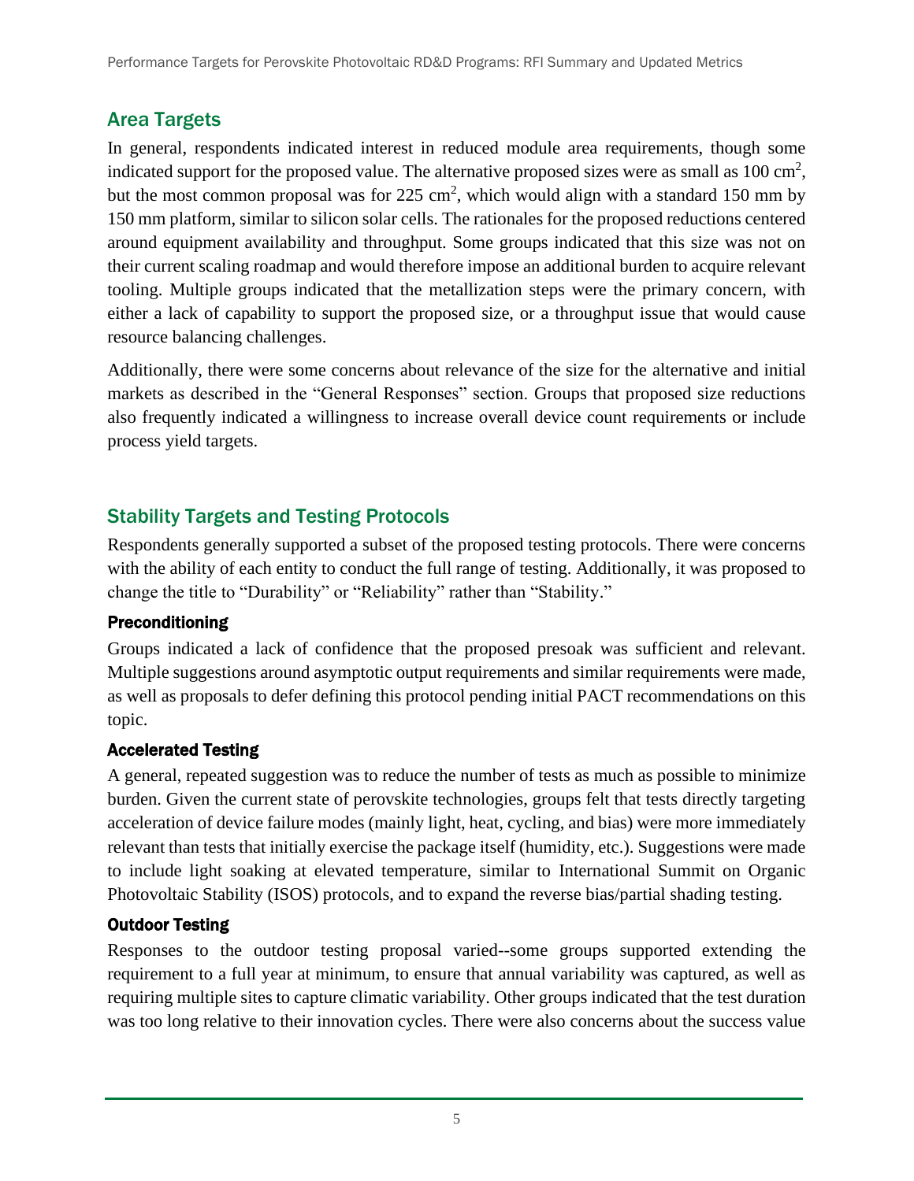## Area Targets

In general, respondents indicated interest in reduced module area requirements, though some indicated support for the proposed value. The alternative proposed sizes were as small as 100 $cm^2$, but the most common proposal was for 225 $cm^2$, which would align with a standard 150 mm by 150 mm platform, similar to silicon solar cells. The rationales for the proposed reductions centered around equipment availability and throughput. Some groups indicated that this size was not on their current scaling roadmap and would therefore impose an additional burden to acquire relevant tooling. Multiple groups indicated that the metallization steps were the primary concern, with either a lack of capability to support the proposed size, or a throughput issue that would cause resource balancing challenges.

Additionally, there were some concerns about relevance of the size for the alternative and initial markets as described in the "General Responses" section. Groups that proposed size reductions also frequently indicated a willingness to increase overall device count requirements or include process yield targets.

## Stability Targets and Testing Protocols

Respondents generally supported a subset of the proposed testing protocols. There were concerns with the ability of each entity to conduct the full range of testing. Additionally, it was proposed to change the title to "Durability" or "Reliability" rather than "Stability."

### Preconditioning

Groups indicated a lack of confidence that the proposed presoak was sufficient and relevant. Multiple suggestions around asymptotic output requirements and similar requirements were made, as well as proposals to defer defining this protocol pending initial PACT recommendations on this topic.

### Accelerated Testing

A general, repeated suggestion was to reduce the number of tests as much as possible to minimize burden. Given the current state of perovskite technologies, groups felt that tests directly targeting acceleration of device failure modes (mainly light, heat, cycling, and bias) were more immediately relevant than tests that initially exercise the package itself (humidity, etc.). Suggestions were made to include light soaking at elevated temperature, similar to International Summit on Organic Photovoltaic Stability (ISOS) protocols, and to expand the reverse bias/partial shading testing.

### Outdoor Testing

Responses to the outdoor testing proposal varied--some groups supported extending the requirement to a full year at minimum, to ensure that annual variability was captured, as well as requiring multiple sites to capture climatic variability. Other groups indicated that the test duration was too long relative to their innovation cycles. There were also concerns about the success value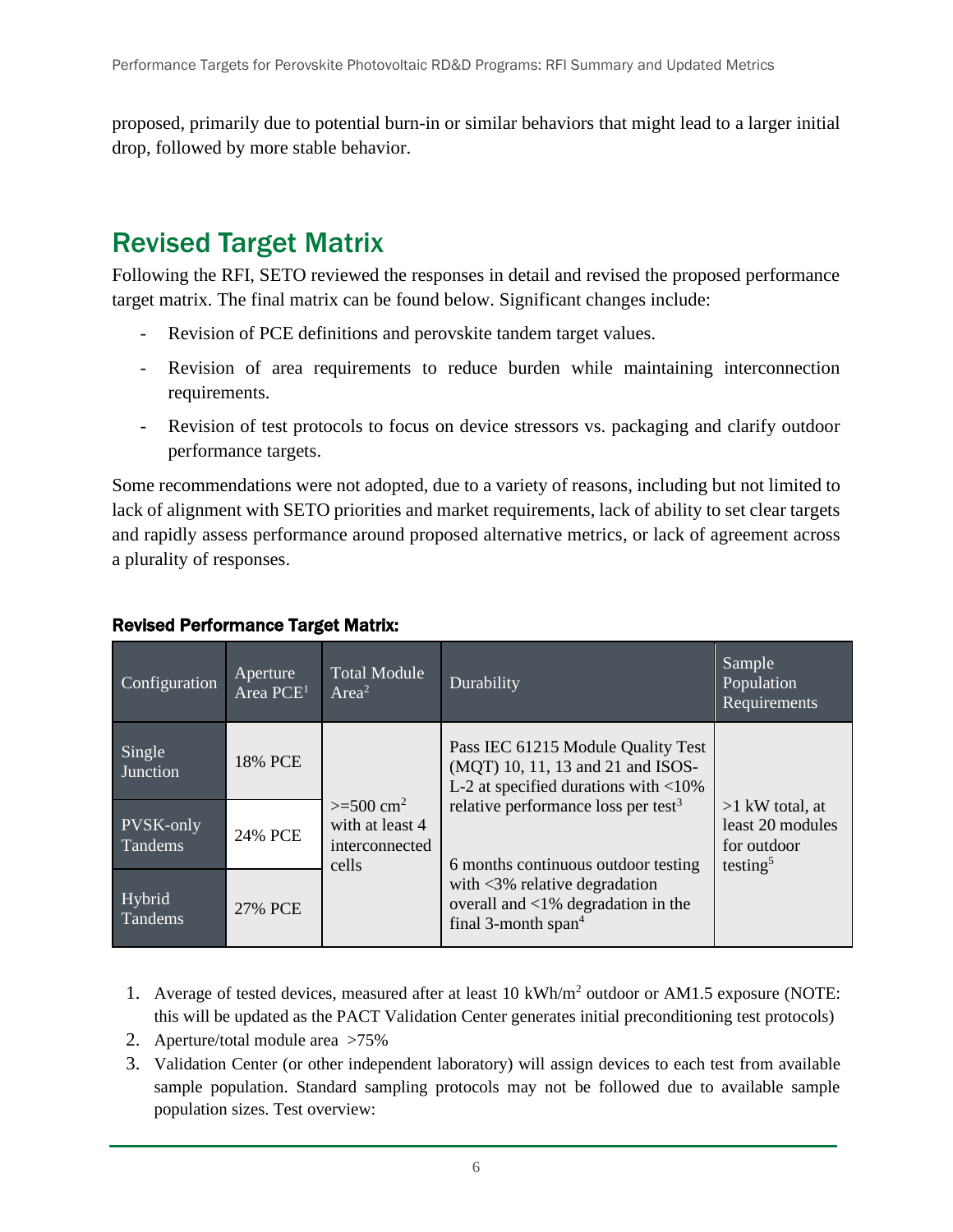proposed, primarily due to potential burn-in or similar behaviors that might lead to a larger initial drop, followed by more stable behavior.

## Revised Target Matrix

Following the RFI, SETO reviewed the responses in detail and revised the proposed performance target matrix. The final matrix can be found below. Significant changes include:

- Revision of PCE definitions and perovskite tandem target values.
- Revision of area requirements to reduce burden while maintaining interconnection requirements.
- Revision of test protocols to focus on device stressors vs. packaging and clarify outdoor performance targets.

Some recommendations were not adopted, due to a variety of reasons, including but not limited to lack of alignment with SETO priorities and market requirements, lack of ability to set clear targets and rapidly assess performance around proposed alternative metrics, or lack of agreement across a plurality of responses.

**Revised Performance Target Matrix:**

| Configuration | Aperture Area PCE[1] | Total Module Area[2] | Durability | Sample Population Requirements |
|---|---|---|---|---|
| Single Junction | 18% PCE | >=500 $cm^2$ with at least 4 interconnected cells | Pass IEC 61215 Module Quality Test (MQT) 10, 11, 13 and 21 and ISOS-L-2 at specified durations with <10% relative performance loss per test[3]<br><br>6 months continuous outdoor testing with <3% relative degradation overall and <1% degradation in the final 3-month span[4] | >1 kW total, at least 20 modules for outdoor testing[5] |
| PVSK-only Tandems | 24% PCE | | | |
| Hybrid Tandems | 27% PCE | | | |

1. Average of tested devices, measured after at least 10 $kWh/m^2$ outdoor or AM1.5 exposure (NOTE: this will be updated as the PACT Validation Center generates initial preconditioning test protocols)
2. Aperture/total module area >75%
3. Validation Center (or other independent laboratory) will assign devices to each test from available sample population. Standard sampling protocols may not be followed due to available sample population sizes. Test overview: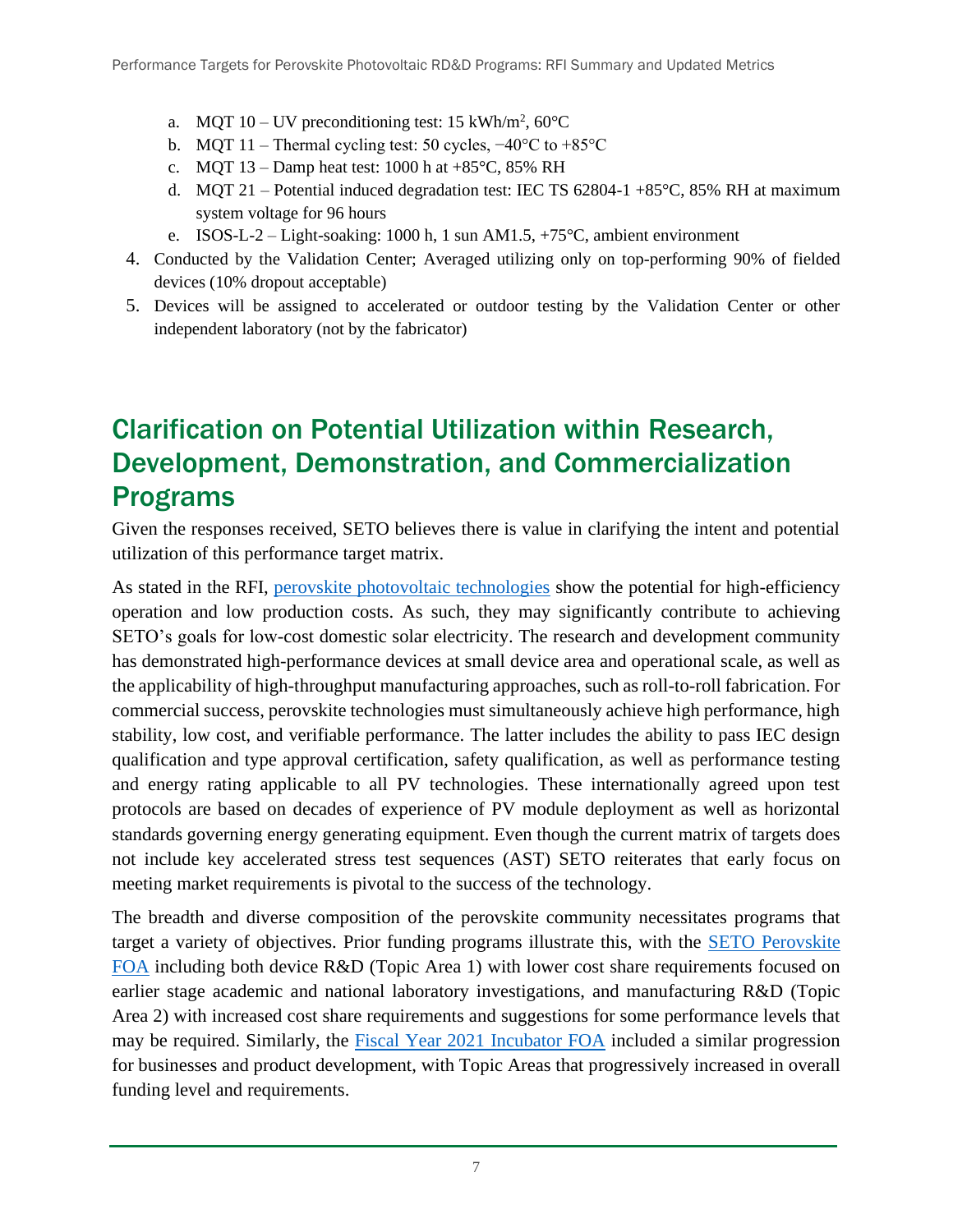a. MQT 10 – UV preconditioning test: 15 kWh/m$^2$, 60°C
   b. MQT 11 – Thermal cycling test: 50 cycles, −40°C to +85°C
   c. MQT 13 – Damp heat test: 1000 h at +85°C, 85% RH
   d. MQT 21 – Potential induced degradation test: IEC TS 62804-1 +85°C, 85% RH at maximum system voltage for 96 hours
   e. ISOS-L-2 – Light-soaking: 1000 h, 1 sun AM1.5, +75°C, ambient environment

4. Conducted by the Validation Center; Averaged utilizing only on top-performing 90% of fielded devices (10% dropout acceptable)
5. Devices will be assigned to accelerated or outdoor testing by the Validation Center or other independent laboratory (not by the fabricator)

## Clarification on Potential Utilization within Research, Development, Demonstration, and Commercialization Programs

Given the responses received, SETO believes there is value in clarifying the intent and potential utilization of this performance target matrix.

As stated in the RFI, perovskite photovoltaic technologies show the potential for high-efficiency operation and low production costs. As such, they may significantly contribute to achieving SETO's goals for low-cost domestic solar electricity. The research and development community has demonstrated high-performance devices at small device area and operational scale, as well as the applicability of high-throughput manufacturing approaches, such as roll-to-roll fabrication. For commercial success, perovskite technologies must simultaneously achieve high performance, high stability, low cost, and verifiable performance. The latter includes the ability to pass IEC design qualification and type approval certification, safety qualification, as well as performance testing and energy rating applicable to all PV technologies. These internationally agreed upon test protocols are based on decades of experience of PV module deployment as well as horizontal standards governing energy generating equipment. Even though the current matrix of targets does not include key accelerated stress test sequences (AST) SETO reiterates that early focus on meeting market requirements is pivotal to the success of the technology.

The breadth and diverse composition of the perovskite community necessitates programs that target a variety of objectives. Prior funding programs illustrate this, with the SETO Perovskite FOA including both device R&D (Topic Area 1) with lower cost share requirements focused on earlier stage academic and national laboratory investigations, and manufacturing R&D (Topic Area 2) with increased cost share requirements and suggestions for some performance levels that may be required. Similarly, the Fiscal Year 2021 Incubator FOA included a similar progression for businesses and product development, with Topic Areas that progressively increased in overall funding level and requirements.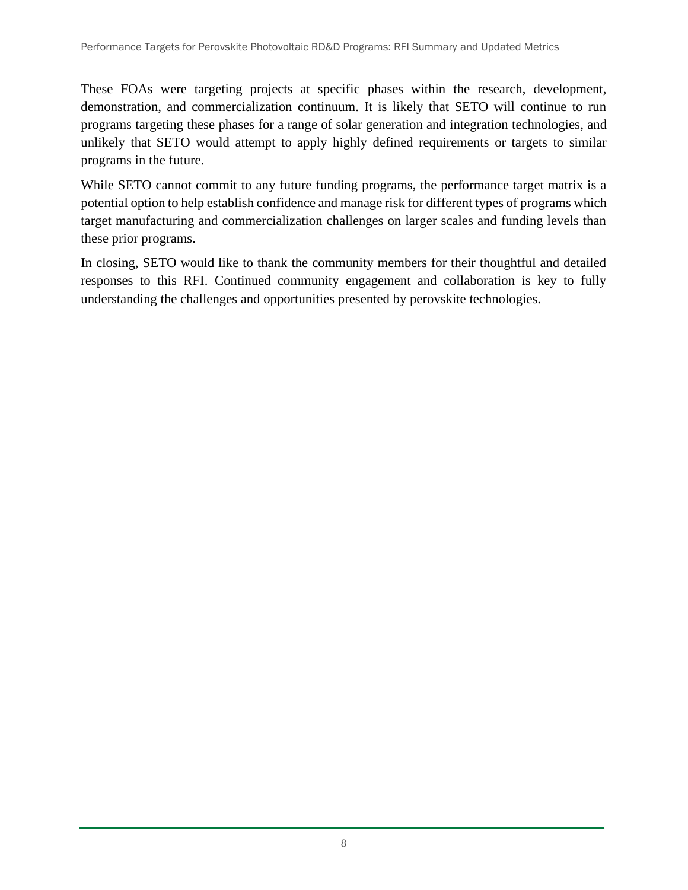These FOAs were targeting projects at specific phases within the research, development, demonstration, and commercialization continuum. It is likely that SETO will continue to run programs targeting these phases for a range of solar generation and integration technologies, and unlikely that SETO would attempt to apply highly defined requirements or targets to similar programs in the future.

While SETO cannot commit to any future funding programs, the performance target matrix is a potential option to help establish confidence and manage risk for different types of programs which target manufacturing and commercialization challenges on larger scales and funding levels than these prior programs.

In closing, SETO would like to thank the community members for their thoughtful and detailed responses to this RFI. Continued community engagement and collaboration is key to fully understanding the challenges and opportunities presented by perovskite technologies.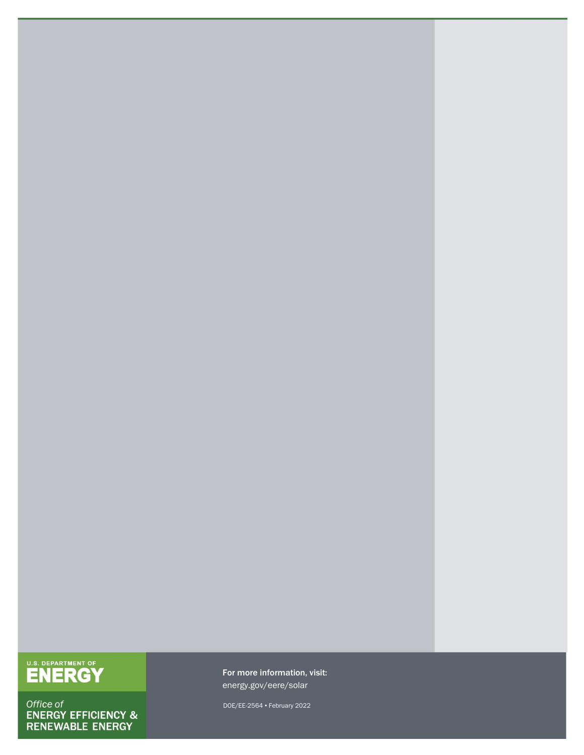U.S. DEPARTMENT OF
ENERGY

Office of
ENERGY EFFICIENCY &
RENEWABLE ENERGY

**For more information, visit:**
energy.gov/eere/solar

DOE/EE-2564 • February 2022